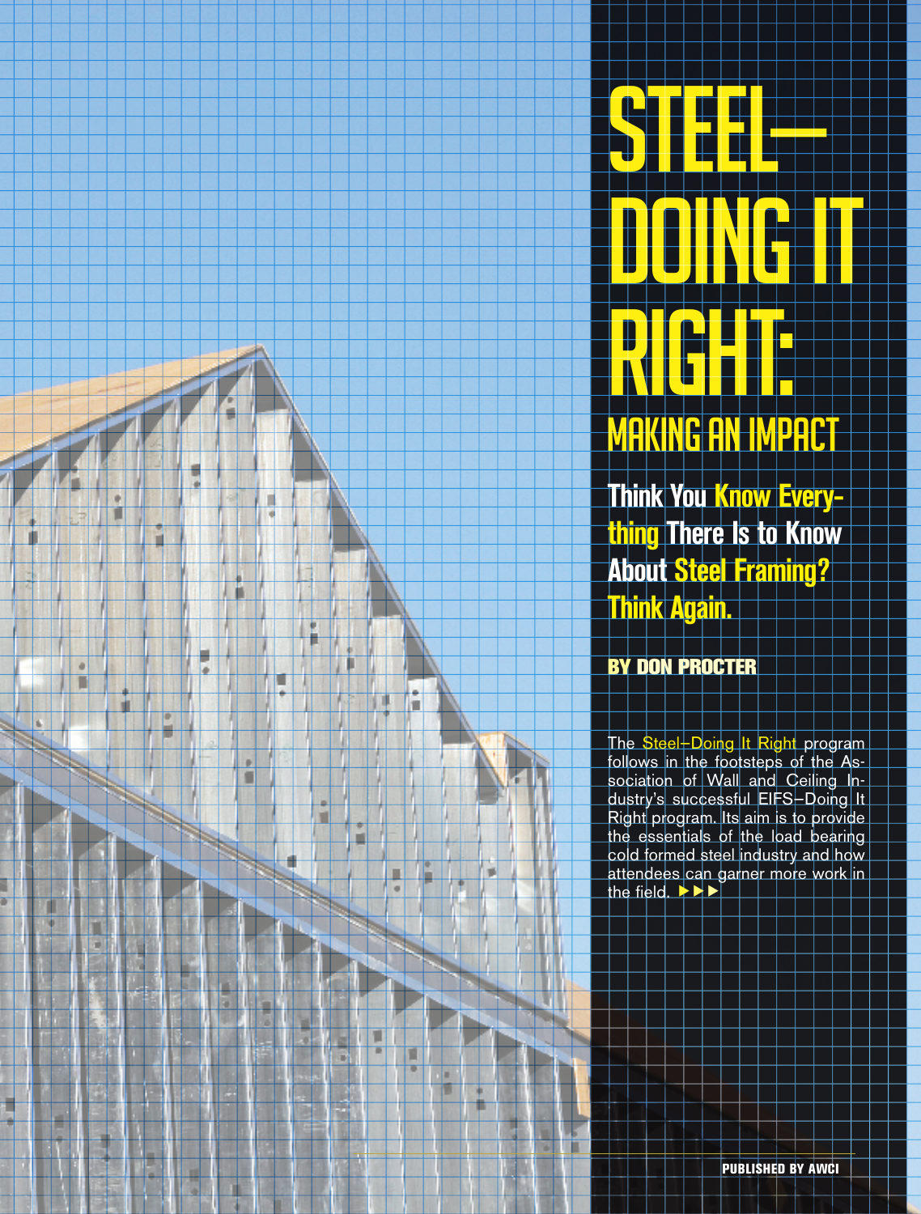# STEEL–DOING IT RIGHT:

## MAKING AN IMPACT

### Think You Know Everything There Is to Know About Steel Framing? Think Again.

**BY DON PROCTER**

The Steel–Doing It Right program follows in the footsteps of the Association of Wall and Ceiling Industry's successful EIFS–Doing It Right program. Its aim is to provide the essentials of the load bearing cold formed steel industry and how attendees can garner more work in the field. ►►►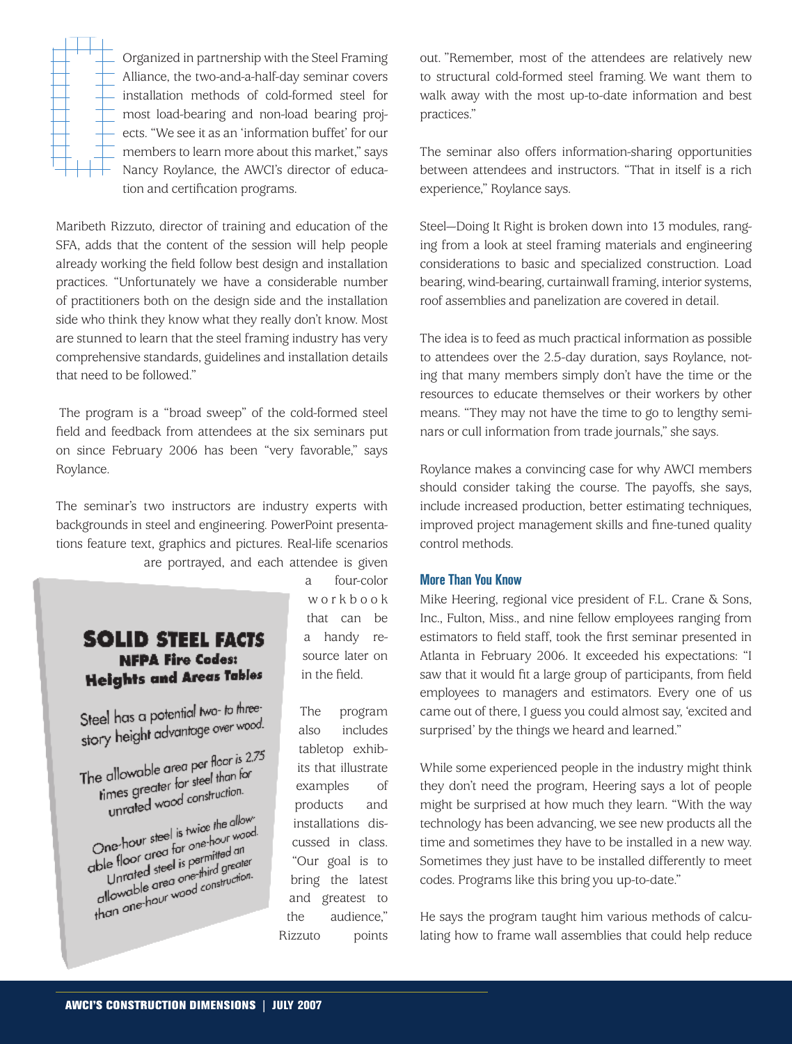Organized in partnership with the Steel Framing Alliance, the two-and-a-half-day seminar covers installation methods of cold-formed steel for most load-bearing and non-load bearing projects. "We see it as an 'information buffet' for our members to learn more about this market," says Nancy Roylance, the AWCI's director of education and certification programs.

Maribeth Rizzuto, director of training and education of the SFA, adds that the content of the session will help people already working the field follow best design and installation practices. "Unfortunately we have a considerable number of practitioners both on the design side and the installation side who think they know what they really don't know. Most are stunned to learn that the steel framing industry has very comprehensive standards, guidelines and installation details that need to be followed."

The program is a "broad sweep" of the cold-formed steel field and feedback from attendees at the six seminars put on since February 2006 has been "very favorable," says Roylance.

The seminar's two instructors are industry experts with backgrounds in steel and engineering. PowerPoint presentations feature text, graphics and pictures. Real-life scenarios are portrayed, and each attendee is given a four-color workbook that can be a handy resource later on in the field.

The program also includes tabletop exhibits that illustrate examples of products and installations discussed in class. "Our goal is to bring the latest and greatest to the audience," Rizzuto points out. "Remember, most of the attendees are relatively new to structural cold-formed steel framing. We want them to walk away with the most up-to-date information and best practices."

**SOLID STEEL FACTS**
**NFPA Fire Codes: Heights and Areas Tables**

Steel has a potential two- to three-story height advantage over wood.

The allowable area per floor is 2.75 times greater for steel than for unrated wood construction.

One-hour steel is twice the allowable floor area for one-hour wood. Unrated steel is permitted an allowable area one-third greater than one-hour wood construction.

The seminar also offers information-sharing opportunities between attendees and instructors. "That in itself is a rich experience," Roylance says.

Steel—Doing It Right is broken down into 13 modules, ranging from a look at steel framing materials and engineering considerations to basic and specialized construction. Load bearing, wind-bearing, curtainwall framing, interior systems, roof assemblies and panelization are covered in detail.

The idea is to feed as much practical information as possible to attendees over the 2.5-day duration, says Roylance, noting that many members simply don't have the time or the resources to educate themselves or their workers by other means. "They may not have the time to go to lengthy seminars or cull information from trade journals," she says.

Roylance makes a convincing case for why AWCI members should consider taking the course. The payoffs, she says, include increased production, better estimating techniques, improved project management skills and fine-tuned quality control methods.

### More Than You Know

Mike Heering, regional vice president of F.L. Crane & Sons, Inc., Fulton, Miss., and nine fellow employees ranging from estimators to field staff, took the first seminar presented in Atlanta in February 2006. It exceeded his expectations: "I saw that it would fit a large group of participants, from field employees to managers and estimators. Every one of us came out of there, I guess you could almost say, 'excited and surprised' by the things we heard and learned."

While some experienced people in the industry might think they don't need the program, Heering says a lot of people might be surprised at how much they learn. "With the way technology has been advancing, we see new products all the time and sometimes they have to be installed in a new way. Sometimes they just have to be installed differently to meet codes. Programs like this bring you up-to-date."

He says the program taught him various methods of calculating how to frame wall assemblies that could help reduce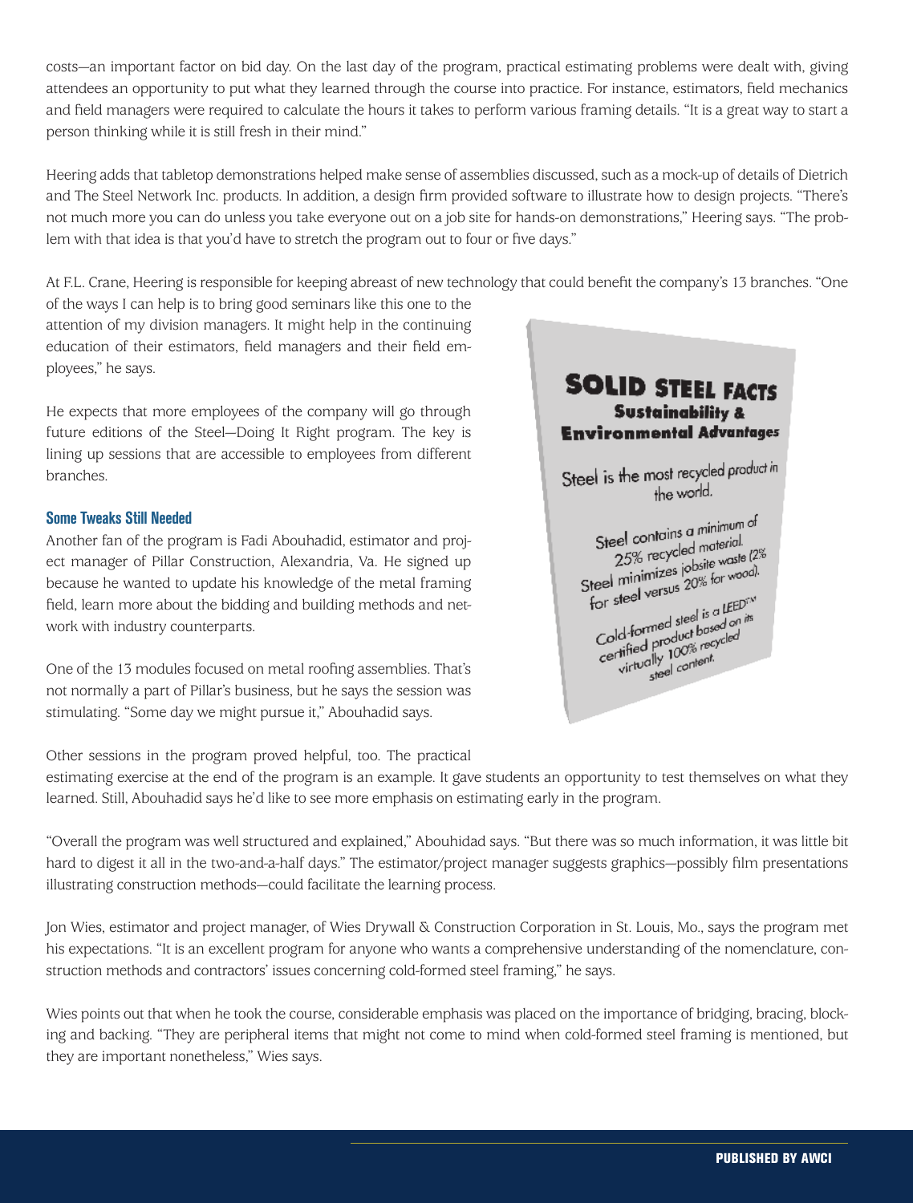costs—an important factor on bid day. On the last day of the program, practical estimating problems were dealt with, giving attendees an opportunity to put what they learned through the course into practice. For instance, estimators, field mechanics and field managers were required to calculate the hours it takes to perform various framing details. "It is a great way to start a person thinking while it is still fresh in their mind."

Heering adds that tabletop demonstrations helped make sense of assemblies discussed, such as a mock-up of details of Dietrich and The Steel Network Inc. products. In addition, a design firm provided software to illustrate how to design projects. "There's not much more you can do unless you take everyone out on a job site for hands-on demonstrations," Heering says. "The problem with that idea is that you'd have to stretch the program out to four or five days."

At F.L. Crane, Heering is responsible for keeping abreast of new technology that could benefit the company's 13 branches. "One of the ways I can help is to bring good seminars like this one to the attention of my division managers. It might help in the continuing education of their estimators, field managers and their field employees," he says.

He expects that more employees of the company will go through future editions of the Steel—Doing It Right program. The key is lining up sessions that are accessible to employees from different branches.

### Some Tweaks Still Needed

Another fan of the program is Fadi Abouhadid, estimator and project manager of Pillar Construction, Alexandria, Va. He signed up because he wanted to update his knowledge of the metal framing field, learn more about the bidding and building methods and network with industry counterparts.

One of the 13 modules focused on metal roofing assemblies. That's not normally a part of Pillar's business, but he says the session was stimulating. "Some day we might pursue it," Abouhadid says.

**SOLID STEEL FACTS**
**Sustainability & Environmental Advantages**

Steel is the most recycled product in the world.

Steel contains a minimum of 25% recycled material.

Steel minimizes jobsite waste (2% for steel versus 20% for wood).

Cold-formed steel is a LEED™ certified product based on its virtually 100% recycled steel content.

Other sessions in the program proved helpful, too. The practical estimating exercise at the end of the program is an example. It gave students an opportunity to test themselves on what they learned. Still, Abouhadid says he'd like to see more emphasis on estimating early in the program.

"Overall the program was well structured and explained," Abouhidad says. "But there was so much information, it was little bit hard to digest it all in the two-and-a-half days." The estimator/project manager suggests graphics—possibly film presentations illustrating construction methods—could facilitate the learning process.

Jon Wies, estimator and project manager, of Wies Drywall & Construction Corporation in St. Louis, Mo., says the program met his expectations. "It is an excellent program for anyone who wants a comprehensive understanding of the nomenclature, construction methods and contractors' issues concerning cold-formed steel framing," he says.

Wies points out that when he took the course, considerable emphasis was placed on the importance of bridging, bracing, blocking and backing. "They are peripheral items that might not come to mind when cold-formed steel framing is mentioned, but they are important nonetheless," Wies says.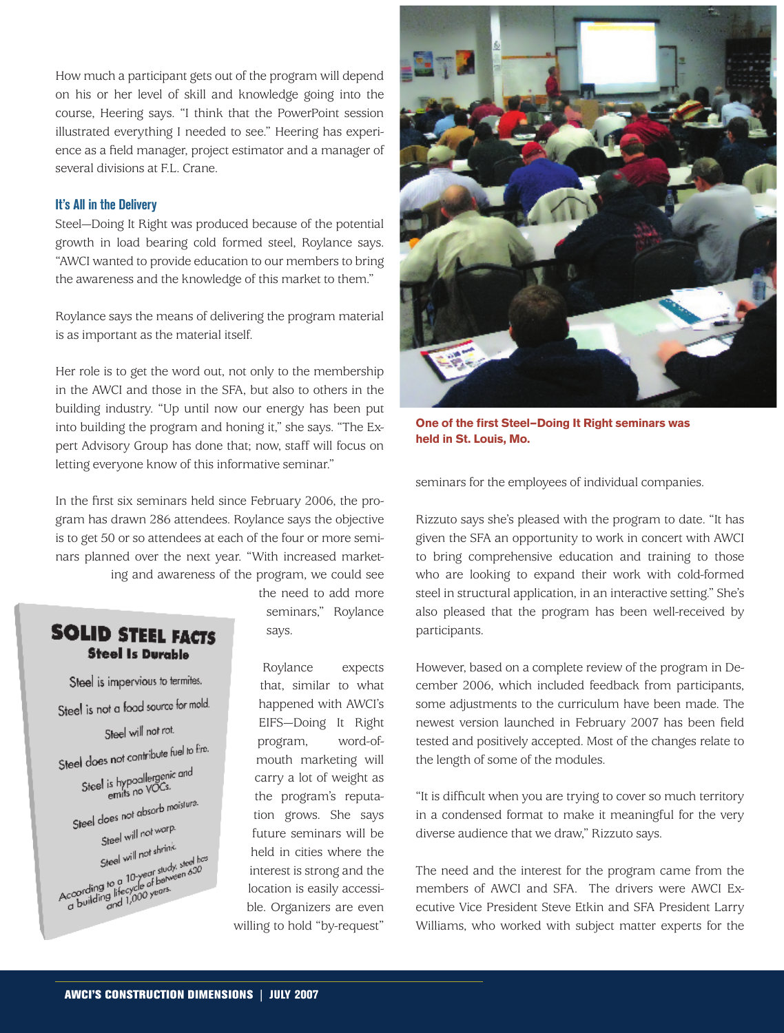How much a participant gets out of the program will depend on his or her level of skill and knowledge going into the course, Heering says. "I think that the PowerPoint session illustrated everything I needed to see." Heering has experience as a field manager, project estimator and a manager of several divisions at F.L. Crane.

### It's All in the Delivery

Steel—Doing It Right was produced because of the potential growth in load bearing cold formed steel, Roylance says. "AWCI wanted to provide education to our members to bring the awareness and the knowledge of this market to them."

Roylance says the means of delivering the program material is as important as the material itself.

Her role is to get the word out, not only to the membership in the AWCI and those in the SFA, but also to others in the building industry. "Up until now our energy has been put into building the program and honing it," she says. "The Expert Advisory Group has done that; now, staff will focus on letting everyone know of this informative seminar."

In the first six seminars held since February 2006, the program has drawn 286 attendees. Roylance says the objective is to get 50 or so attendees at each of the four or more seminars planned over the next year. "With increased marketing and awareness of the program, we could see the need to add more seminars," Roylance says.

Roylance expects that, similar to what happened with AWCI's EIFS—Doing It Right program, word-of-mouth marketing will carry a lot of weight as the program's reputation grows. She says future seminars will be held in cities where the interest is strong and the location is easily accessible. Organizers are even willing to hold "by-request" seminars for the employees of individual companies.

Rizzuto says she's pleased with the program to date. "It has given the SFA an opportunity to work in concert with AWCI to bring comprehensive education and training to those who are looking to expand their work with cold-formed steel in structural application, in an interactive setting." She's also pleased that the program has been well-received by participants.

However, based on a complete review of the program in December 2006, which included feedback from participants, some adjustments to the curriculum have been made. The newest version launched in February 2007 has been field tested and positively accepted. Most of the changes relate to the length of some of the modules.

"It is difficult when you are trying to cover so much territory in a condensed format to make it meaningful for the very diverse audience that we draw," Rizzuto says.

The need and the interest for the program came from the members of AWCI and SFA. The drivers were AWCI Executive Vice President Steve Etkin and SFA President Larry Williams, who worked with subject matter experts for the

**One of the first Steel–Doing It Right seminars was held in St. Louis, Mo.**

**SOLID STEEL FACTS**
**Steel Is Durable**

Steel is impervious to termites.
Steel is not a food source for mold.
Steel will not rot.
Steel does not contribute fuel to fire.
Steel is hypoallergenic and emits no VOCs.
Steel does not absorb moisture.
Steel will not warp.
Steel will not shrink.
According to a 10-year study, steel has a building lifecycle of between 600 and 1,000 years.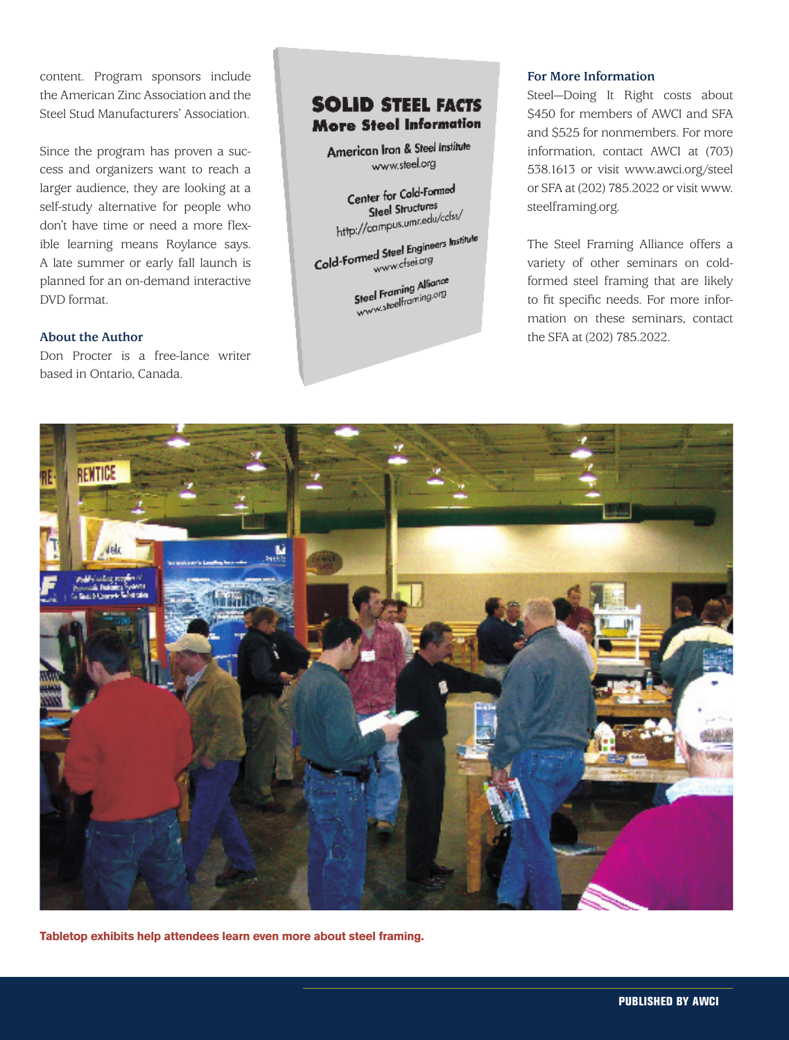content. Program sponsors include the American Zinc Association and the Steel Stud Manufacturers' Association.

Since the program has proven a success and organizers want to reach a larger audience, they are looking at a self-study alternative for people who don't have time or need a more flexible learning means Roylance says. A late summer or early fall launch is planned for an on-demand interactive DVD format.

### About the Author

Don Procter is a free-lance writer based in Ontario, Canada.

## SOLID STEEL FACTS

### More Steel Information

**American Iron & Steel Institute**
www.steel.org

**Center for Cold-Formed Steel Structures**
http://campus.umr.edu/ccfss/

**Cold-Formed Steel Engineers Institute**
www.cfsei.org

**Steel Framing Alliance**
www.steelframing.org

### For More Information

Steel—Doing It Right costs about $450 for members of AWCI and SFA and $525 for nonmembers. For more information, contact AWCI at (703) 538.1613 or visit www.awci.org/steel or SFA at (202) 785.2022 or visit www.steelframing.org.

The Steel Framing Alliance offers a variety of other seminars on cold-formed steel framing that are likely to fit specific needs. For more information on these seminars, contact the SFA at (202) 785.2022.

**Tabletop exhibits help attendees learn even more about steel framing.**